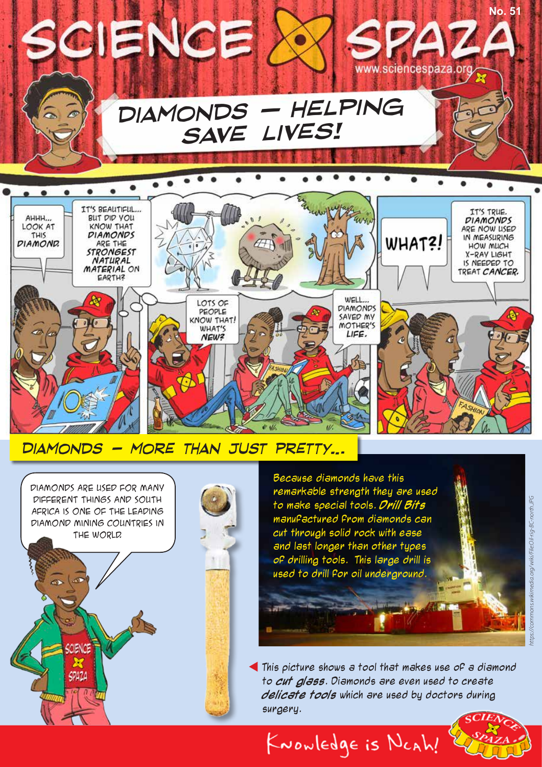# SCIENCE SPAZA

No. 51

www.sciencespaza.org

## DIAMONDS – HELPING SAVE LIVES!

AHHH... LOOK AT THIS DIAMOND.

IT'S BEAUTIFUL... BUT DID YOU KNOW THAT DIAMONDS ARE THE STRONGEST NATURAL MATERIAL ON EARTH?

LOTS OF PEOPLE KNOW THAT! WHAT'S NEW?

WELL... DIAMONDS SAVED MY MOTHER'S LIFE.

WHAT?!

IT'S TRUE. DIAMONDS ARE NOW USED IN MEASURING HOW MUCH X-RAY LIGHT IS NEEDED TO TREAT CANCER.

## DIAMONDS – MORE THAN JUST PRETTY...

DIAMONDS ARE USED FOR MANY DIFFERENT THINGS AND SOUTH AFRICA IS ONE OF THE LEADING DIAMOND MINING COUNTRIES IN THE WORLD.

Because diamonds have this remarkable strength they are used to make special tools. ***Drill Bits*** manufactured from diamonds can cut through solid rock with ease and last longer than other types of drilling tools. This large drill is used to drill for oil underground.

https://commons.wikimedia.org/wiki/File:Oil-rig-BC-north.JPG

This picture shows a tool that makes use of a diamond to ***cut glass***. Diamonds are even used to create ***delicate tools*** which are used by doctors during surgery.

Knowledge is Ncah!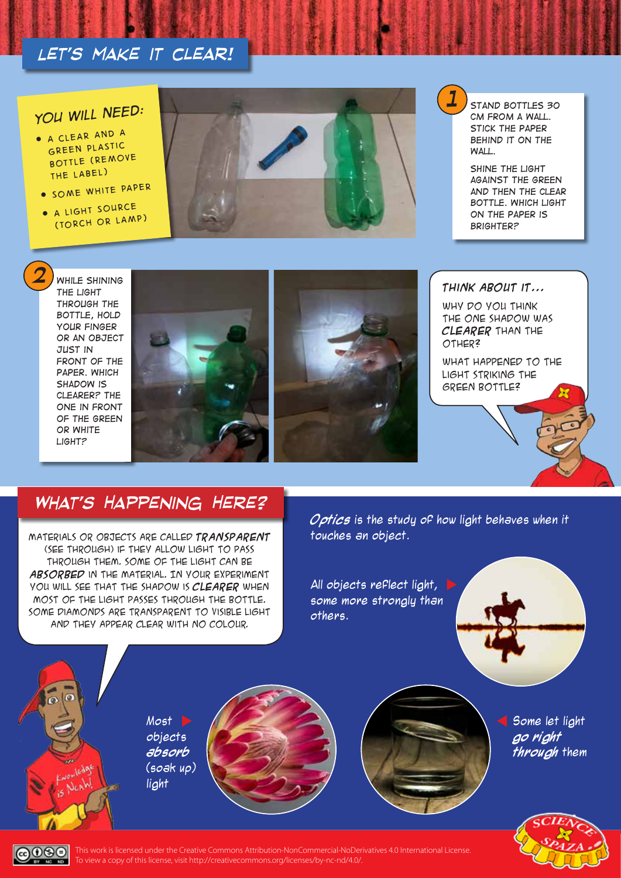# LET'S MAKE IT CLEAR!

## YOU WILL NEED:

- A CLEAR AND A GREEN PLASTIC BOTTLE (REMOVE THE LABEL)
- SOME WHITE PAPER
- A LIGHT SOURCE (TORCH OR LAMP)

**1** STAND BOTTLES 30 CM FROM A WALL. STICK THE PAPER BEHIND IT ON THE WALL.

SHINE THE LIGHT AGAINST THE GREEN AND THEN THE CLEAR BOTTLE. WHICH LIGHT ON THE PAPER IS BRIGHTER?

**2** WHILE SHINING THE LIGHT THROUGH THE BOTTLE, HOLD YOUR FINGER OR AN OBJECT JUST IN FRONT OF THE PAPER. WHICH SHADOW IS CLEARER? THE ONE IN FRONT OF THE GREEN OR WHITE LIGHT?

### THINK ABOUT IT...

WHY DO YOU THINK THE ONE SHADOW WAS ***CLEARER*** THAN THE OTHER?

WHAT HAPPENED TO THE LIGHT STRIKING THE GREEN BOTTLE?

## WHAT'S HAPPENING HERE?

MATERIALS OR OBJECTS ARE CALLED ***TRANSPARENT*** (SEE THROUGH) IF THEY ALLOW LIGHT TO PASS THROUGH THEM. SOME OF THE LIGHT CAN BE ***ABSORBED*** IN THE MATERIAL. IN YOUR EXPERIMENT YOU WILL SEE THAT THE SHADOW IS ***CLEARER*** WHEN MOST OF THE LIGHT PASSES THROUGH THE BOTTLE. SOME DIAMONDS ARE TRANSPARENT TO VISIBLE LIGHT AND THEY APPEAR CLEAR WITH NO COLOUR.

***Optics*** is the study of how light behaves when it touches an object.

All objects reflect light, some more strongly than others.

Most objects ***absorb*** (soak up) light

Some let light ***go right through*** them

This work is licensed under the Creative Commons Attribution-NonCommercial-NoDerivatives 4.0 International License. To view a copy of this license, visit http://creativecommons.org/licenses/by-nc-nd/4.0/.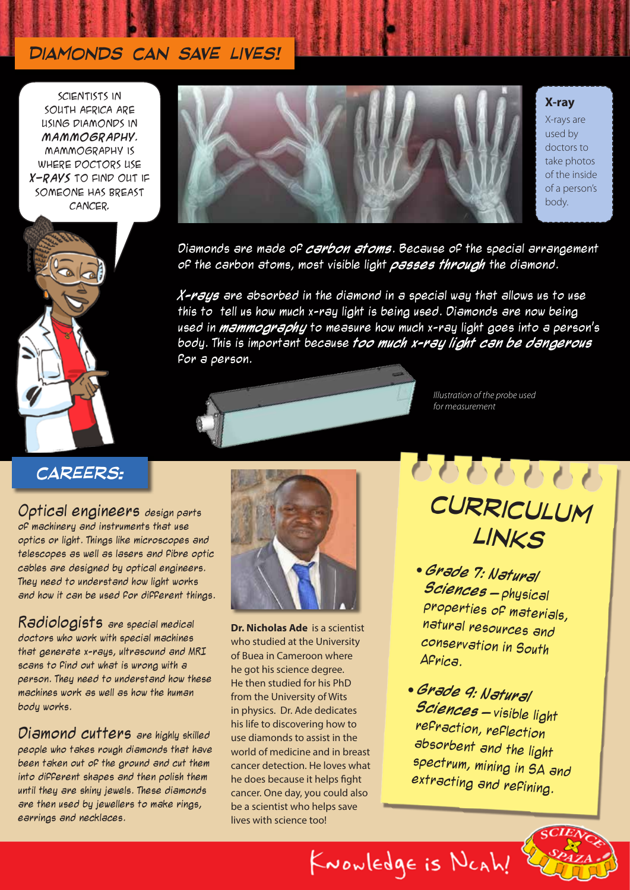# DIAMONDS CAN SAVE LIVES!

SCIENTISTS IN SOUTH AFRICA ARE USING DIAMONDS IN ***MAMMOGRAPHY***. MAMMOGRAPHY IS WHERE DOCTORS USE ***X-RAYS*** TO FIND OUT IF SOMEONE HAS BREAST CANCER.

**X-ray**

X-rays are used by doctors to take photos of the inside of a person's body.

Diamonds are made of ***carbon atoms***. Because of the special arrangement of the carbon atoms, most visible light ***passes through*** the diamond.

***X-rays*** are absorbed in the diamond in a special way that allows us to use this to tell us how much x-ray light is being used. Diamonds are now being used in ***mammography*** to measure how much x-ray light goes into a person's body. This is important because ***too much x-ray light can be dangerous*** for a person.

*Illustration of the probe used for measurement*

## CAREERS:

**Optical engineers** design parts of machinery and instruments that use optics or light. Things like microscopes and telescopes as well as lasers and fibre optic cables are designed by optical engineers. They need to understand how light works and how it can be used for different things.

**Radiologists** are special medical doctors who work with special machines that generate x-rays, ultrasound and MRI scans to find out what is wrong with a person. They need to understand how these machines work as well as how the human body works.

**Diamond cutters** are highly skilled people who takes rough diamonds that have been taken out of the ground and cut them into different shapes and then polish them until they are shiny jewels. These diamonds are then used by jewellers to make rings, earrings and necklaces.

**Dr. Nicholas Ade** is a scientist who studied at the University of Buea in Cameroon where he got his science degree. He then studied for his PhD from the University of Wits in physics. Dr. Ade dedicates his life to discovering how to use diamonds to assist in the world of medicine and in breast cancer detection. He loves what he does because it helps fight cancer. One day, you could also be a scientist who helps save lives with science too!

## CURRICULUM LINKS

- ***Grade 7: Natural Sciences*** – physical properties of materials, natural resources and conservation in South Africa.
- ***Grade 9: Natural Sciences*** – visible light refraction, reflection absorbent and the light spectrum, mining in SA and extracting and refining.

Knowledge is Ncah!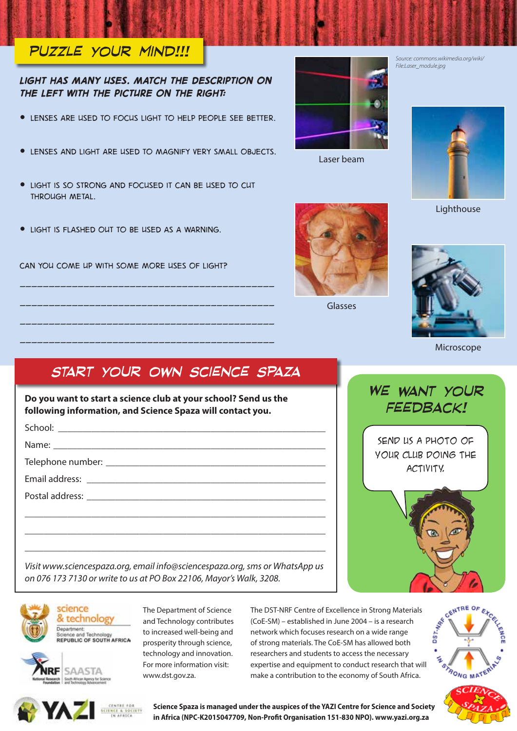## PUZZLE YOUR MIND!!!

### LIGHT HAS MANY USES. MATCH THE DESCRIPTION ON THE LEFT WITH THE PICTURE ON THE RIGHT:

- LENSES ARE USED TO FOCUS LIGHT TO HELP PEOPLE SEE BETTER.
- LENSES AND LIGHT ARE USED TO MAGNIFY VERY SMALL OBJECTS.
- LIGHT IS SO STRONG AND FOCUSED IT CAN BE USED TO CUT THROUGH METAL.
- LIGHT IS FLASHED OUT TO BE USED AS A WARNING.

CAN YOU COME UP WITH SOME MORE USES OF LIGHT?

___________________________________________

___________________________________________

___________________________________________

___________________________________________

Laser beam

*Source: commons.wikimedia.org/wiki/File:Laser_module.jpg*

Lighthouse

Glasses

Microscope

## START YOUR OWN SCIENCE SPAZA

**Do you want to start a science club at your school? Send us the following information, and Science Spaza will contact you.**

School: ___________________________________________

Name: ___________________________________________

Telephone number: ___________________________________________

Email address: ___________________________________________

Postal address: ___________________________________________

___________________________________________

___________________________________________

___________________________________________

*Visit www.sciencespaza.org, email info@sciencespaza.org, sms or WhatsApp us on 076 173 7130 or write to us at PO Box 22106, Mayor's Walk, 3208.*

## WE WANT YOUR FEEDBACK!

SEND US A PHOTO OF YOUR CLUB DOING THE ACTIVITY.

The Department of Science and Technology contributes to increased well-being and prosperity through science, technology and innovation. For more information visit: www.dst.gov.za.

The DST-NRF Centre of Excellence in Strong Materials (CoE-SM) – established in June 2004 – is a research network which focuses research on a wide range of strong materials. The CoE-SM has allowed both researchers and students to access the necessary expertise and equipment to conduct research that will make a contribution to the economy of South Africa.

**Science Spaza is managed under the auspices of the YAZI Centre for Science and Society in Africa (NPC-K2015047709, Non-Profit Organisation 151-830 NPO). www.yazi.org.za**